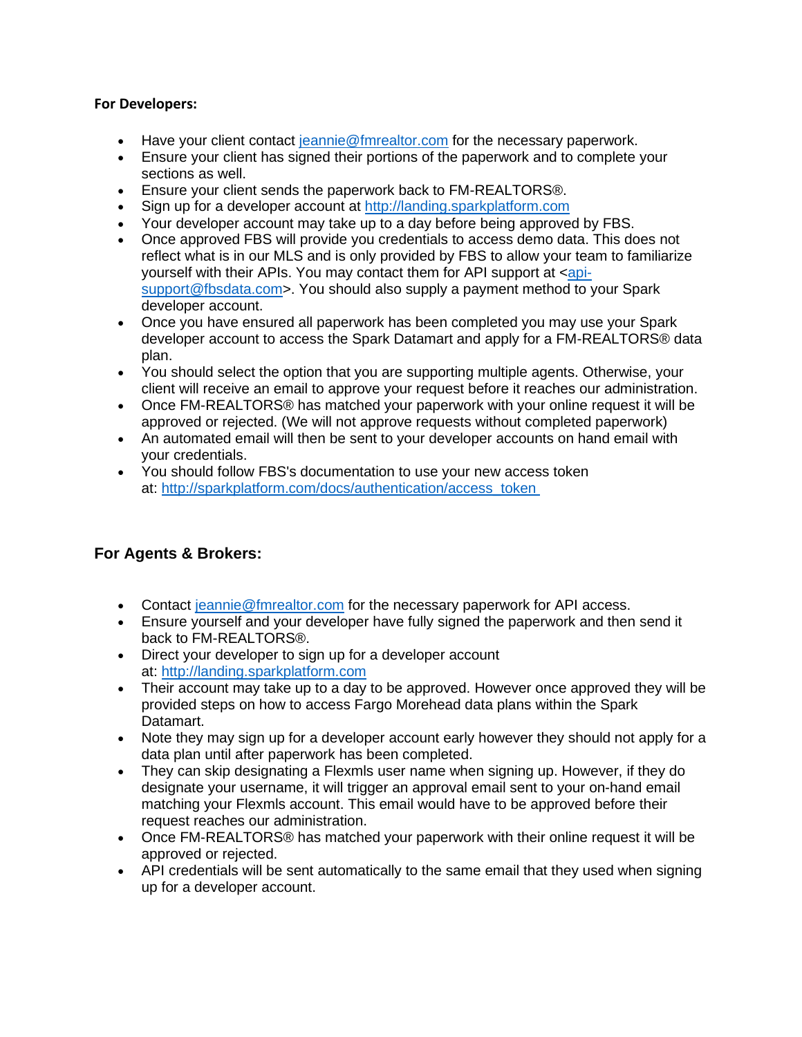**For Developers:**

- Have your client contact jeannie@fmrealtor.com for the necessary paperwork.
- Ensure your client has signed their portions of the paperwork and to complete your sections as well.
- Ensure your client sends the paperwork back to FM-REALTORS®.
- Sign up for a developer account at http://landing.sparkplatform.com
- Your developer account may take up to a day before being approved by FBS.
- Once approved FBS will provide you credentials to access demo data. This does not reflect what is in our MLS and is only provided by FBS to allow your team to familiarize yourself with their APIs. You may contact them for API support at <api-support@fbsdata.com>. You should also supply a payment method to your Spark developer account.
- Once you have ensured all paperwork has been completed you may use your Spark developer account to access the Spark Datamart and apply for a FM-REALTORS® data plan.
- You should select the option that you are supporting multiple agents. Otherwise, your client will receive an email to approve your request before it reaches our administration.
- Once FM-REALTORS® has matched your paperwork with your online request it will be approved or rejected. (We will not approve requests without completed paperwork)
- An automated email will then be sent to your developer accounts on hand email with your credentials.
- You should follow FBS's documentation to use your new access token at: http://sparkplatform.com/docs/authentication/access_token

## For Agents & Brokers:

- Contact jeannie@fmrealtor.com for the necessary paperwork for API access.
- Ensure yourself and your developer have fully signed the paperwork and then send it back to FM-REALTORS®.
- Direct your developer to sign up for a developer account at: http://landing.sparkplatform.com
- Their account may take up to a day to be approved. However once approved they will be provided steps on how to access Fargo Morehead data plans within the Spark Datamart.
- Note they may sign up for a developer account early however they should not apply for a data plan until after paperwork has been completed.
- They can skip designating a Flexmls user name when signing up. However, if they do designate your username, it will trigger an approval email sent to your on-hand email matching your Flexmls account. This email would have to be approved before their request reaches our administration.
- Once FM-REALTORS® has matched your paperwork with their online request it will be approved or rejected.
- API credentials will be sent automatically to the same email that they used when signing up for a developer account.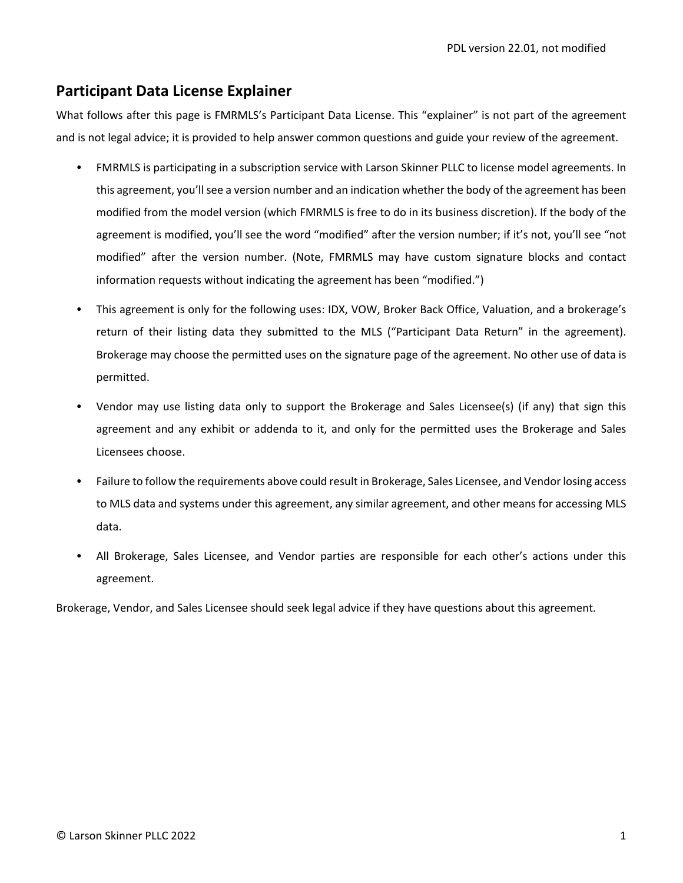## Participant Data License Explainer

What follows after this page is FMRMLS's Participant Data License. This "explainer" is not part of the agreement and is not legal advice; it is provided to help answer common questions and guide your review of the agreement.

- FMRMLS is participating in a subscription service with Larson Skinner PLLC to license model agreements. In this agreement, you'll see a version number and an indication whether the body of the agreement has been modified from the model version (which FMRMLS is free to do in its business discretion). If the body of the agreement is modified, you'll see the word "modified" after the version number; if it's not, you'll see "not modified" after the version number. (Note, FMRMLS may have custom signature blocks and contact information requests without indicating the agreement has been "modified.")
- This agreement is only for the following uses: IDX, VOW, Broker Back Office, Valuation, and a brokerage's return of their listing data they submitted to the MLS ("Participant Data Return" in the agreement). Brokerage may choose the permitted uses on the signature page of the agreement. No other use of data is permitted.
- Vendor may use listing data only to support the Brokerage and Sales Licensee(s) (if any) that sign this agreement and any exhibit or addenda to it, and only for the permitted uses the Brokerage and Sales Licensees choose.
- Failure to follow the requirements above could result in Brokerage, Sales Licensee, and Vendor losing access to MLS data and systems under this agreement, any similar agreement, and other means for accessing MLS data.
- All Brokerage, Sales Licensee, and Vendor parties are responsible for each other's actions under this agreement.

Brokerage, Vendor, and Sales Licensee should seek legal advice if they have questions about this agreement.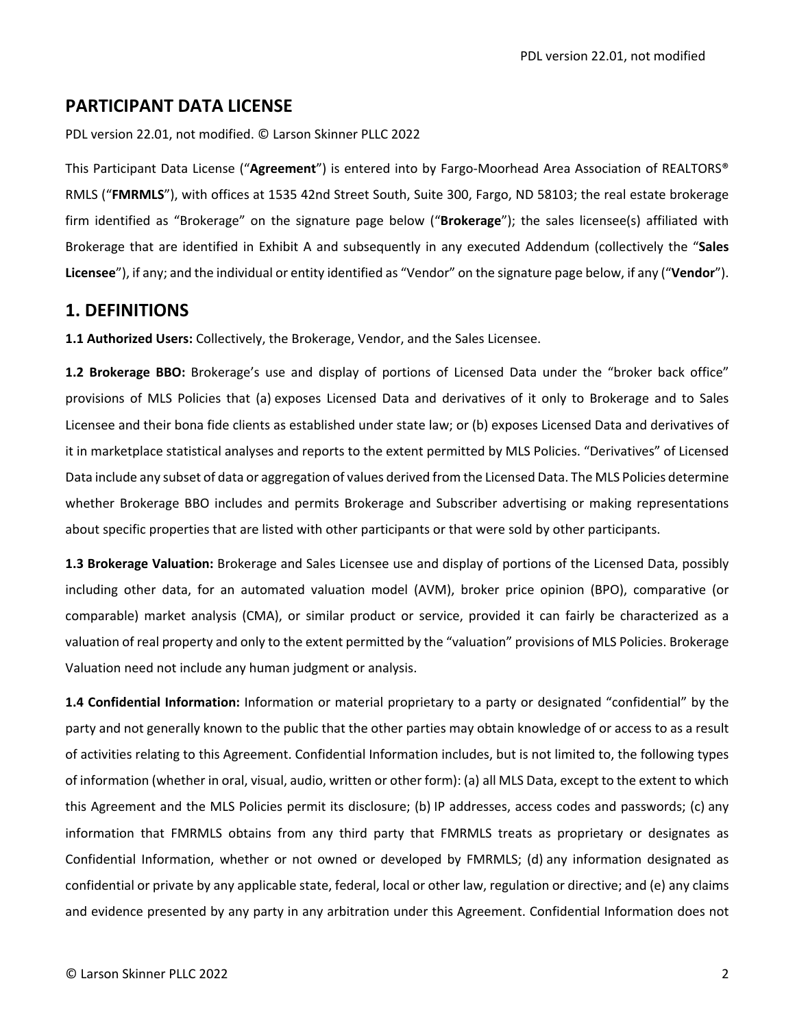## PARTICIPANT DATA LICENSE

PDL version 22.01, not modified. © Larson Skinner PLLC 2022

This Participant Data License ("**Agreement**") is entered into by Fargo-Moorhead Area Association of REALTORS® RMLS ("**FMRMLS**"), with offices at 1535 42nd Street South, Suite 300, Fargo, ND 58103; the real estate brokerage firm identified as "Brokerage" on the signature page below ("**Brokerage**"); the sales licensee(s) affiliated with Brokerage that are identified in Exhibit A and subsequently in any executed Addendum (collectively the "**Sales Licensee**"), if any; and the individual or entity identified as "Vendor" on the signature page below, if any ("**Vendor**").

## 1. DEFINITIONS

**1.1 Authorized Users:** Collectively, the Brokerage, Vendor, and the Sales Licensee.

**1.2 Brokerage BBO:** Brokerage's use and display of portions of Licensed Data under the "broker back office" provisions of MLS Policies that (a) exposes Licensed Data and derivatives of it only to Brokerage and to Sales Licensee and their bona fide clients as established under state law; or (b) exposes Licensed Data and derivatives of it in marketplace statistical analyses and reports to the extent permitted by MLS Policies. "Derivatives" of Licensed Data include any subset of data or aggregation of values derived from the Licensed Data. The MLS Policies determine whether Brokerage BBO includes and permits Brokerage and Subscriber advertising or making representations about specific properties that are listed with other participants or that were sold by other participants.

**1.3 Brokerage Valuation:** Brokerage and Sales Licensee use and display of portions of the Licensed Data, possibly including other data, for an automated valuation model (AVM), broker price opinion (BPO), comparative (or comparable) market analysis (CMA), or similar product or service, provided it can fairly be characterized as a valuation of real property and only to the extent permitted by the "valuation" provisions of MLS Policies. Brokerage Valuation need not include any human judgment or analysis.

**1.4 Confidential Information:** Information or material proprietary to a party or designated "confidential" by the party and not generally known to the public that the other parties may obtain knowledge of or access to as a result of activities relating to this Agreement. Confidential Information includes, but is not limited to, the following types of information (whether in oral, visual, audio, written or other form): (a) all MLS Data, except to the extent to which this Agreement and the MLS Policies permit its disclosure; (b) IP addresses, access codes and passwords; (c) any information that FMRMLS obtains from any third party that FMRMLS treats as proprietary or designates as Confidential Information, whether or not owned or developed by FMRMLS; (d) any information designated as confidential or private by any applicable state, federal, local or other law, regulation or directive; and (e) any claims and evidence presented by any party in any arbitration under this Agreement. Confidential Information does not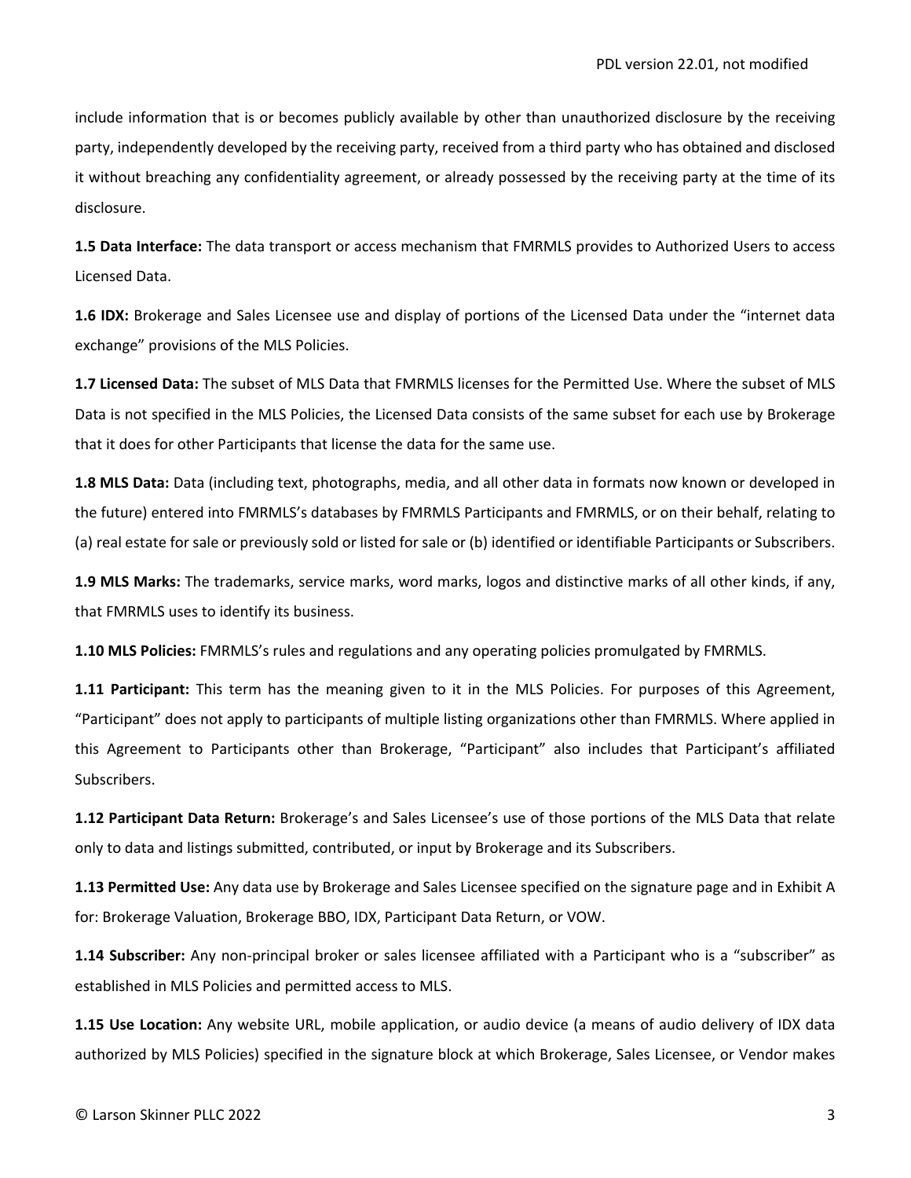include information that is or becomes publicly available by other than unauthorized disclosure by the receiving party, independently developed by the receiving party, received from a third party who has obtained and disclosed it without breaching any confidentiality agreement, or already possessed by the receiving party at the time of its disclosure.

**1.5 Data Interface:** The data transport or access mechanism that FMRMLS provides to Authorized Users to access Licensed Data.

**1.6 IDX:** Brokerage and Sales Licensee use and display of portions of the Licensed Data under the "internet data exchange" provisions of the MLS Policies.

**1.7 Licensed Data:** The subset of MLS Data that FMRMLS licenses for the Permitted Use. Where the subset of MLS Data is not specified in the MLS Policies, the Licensed Data consists of the same subset for each use by Brokerage that it does for other Participants that license the data for the same use.

**1.8 MLS Data:** Data (including text, photographs, media, and all other data in formats now known or developed in the future) entered into FMRMLS's databases by FMRMLS Participants and FMRMLS, or on their behalf, relating to (a) real estate for sale or previously sold or listed for sale or (b) identified or identifiable Participants or Subscribers.

**1.9 MLS Marks:** The trademarks, service marks, word marks, logos and distinctive marks of all other kinds, if any, that FMRMLS uses to identify its business.

**1.10 MLS Policies:** FMRMLS's rules and regulations and any operating policies promulgated by FMRMLS.

**1.11 Participant:** This term has the meaning given to it in the MLS Policies. For purposes of this Agreement, "Participant" does not apply to participants of multiple listing organizations other than FMRMLS. Where applied in this Agreement to Participants other than Brokerage, "Participant" also includes that Participant's affiliated Subscribers.

**1.12 Participant Data Return:** Brokerage's and Sales Licensee's use of those portions of the MLS Data that relate only to data and listings submitted, contributed, or input by Brokerage and its Subscribers.

**1.13 Permitted Use:** Any data use by Brokerage and Sales Licensee specified on the signature page and in Exhibit A for: Brokerage Valuation, Brokerage BBO, IDX, Participant Data Return, or VOW.

**1.14 Subscriber:** Any non-principal broker or sales licensee affiliated with a Participant who is a "subscriber" as established in MLS Policies and permitted access to MLS.

**1.15 Use Location:** Any website URL, mobile application, or audio device (a means of audio delivery of IDX data authorized by MLS Policies) specified in the signature block at which Brokerage, Sales Licensee, or Vendor makes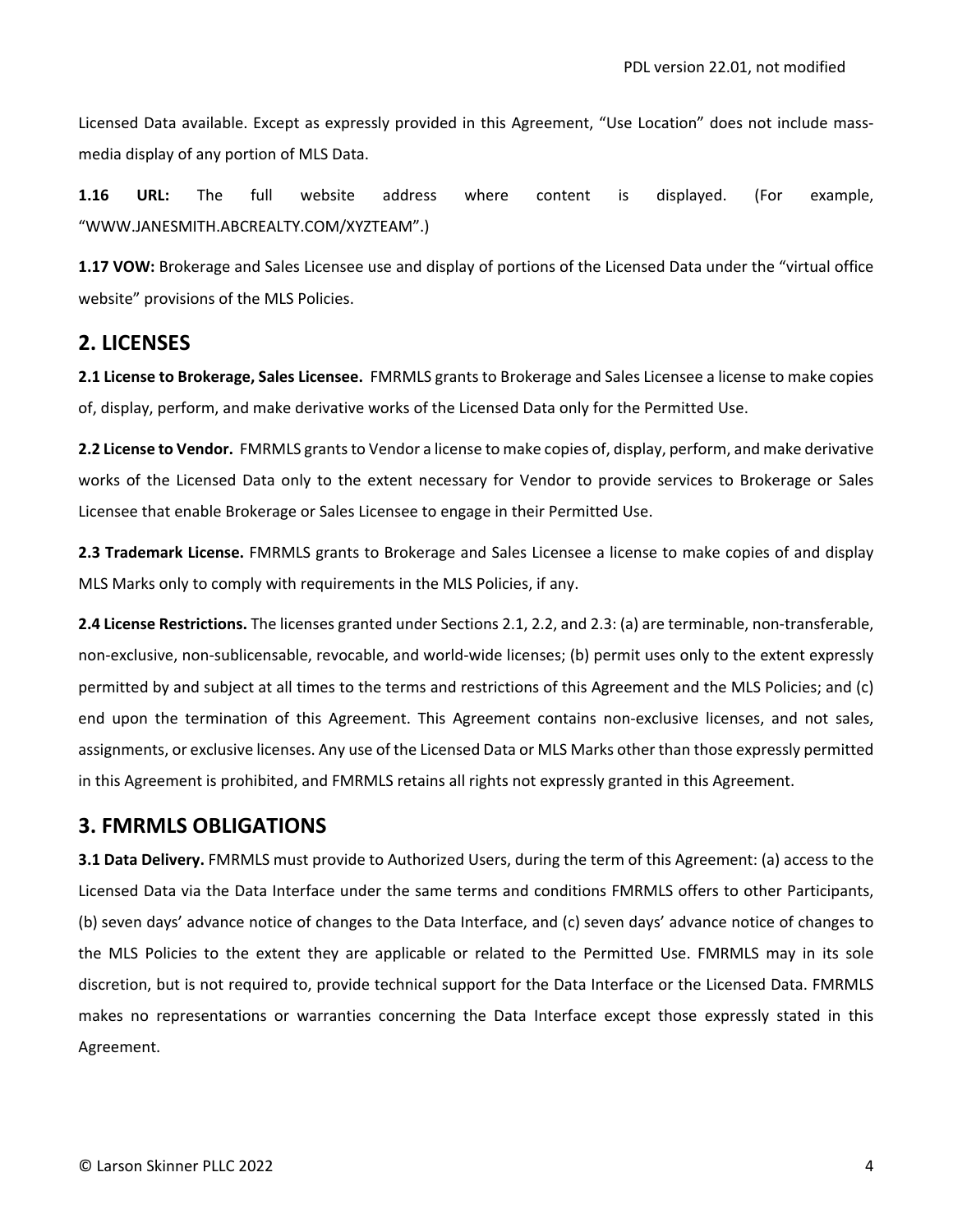Licensed Data available. Except as expressly provided in this Agreement, "Use Location" does not include mass-media display of any portion of MLS Data.

**1.16 URL:** The full website address where content is displayed. (For example, "WWW.JANESMITH.ABCREALTY.COM/XYZTEAM".)

**1.17 VOW:** Brokerage and Sales Licensee use and display of portions of the Licensed Data under the "virtual office website" provisions of the MLS Policies.

## 2. LICENSES

**2.1 License to Brokerage, Sales Licensee.** FMRMLS grants to Brokerage and Sales Licensee a license to make copies of, display, perform, and make derivative works of the Licensed Data only for the Permitted Use.

**2.2 License to Vendor.** FMRMLS grants to Vendor a license to make copies of, display, perform, and make derivative works of the Licensed Data only to the extent necessary for Vendor to provide services to Brokerage or Sales Licensee that enable Brokerage or Sales Licensee to engage in their Permitted Use.

**2.3 Trademark License.** FMRMLS grants to Brokerage and Sales Licensee a license to make copies of and display MLS Marks only to comply with requirements in the MLS Policies, if any.

**2.4 License Restrictions.** The licenses granted under Sections 2.1, 2.2, and 2.3: (a) are terminable, non-transferable, non-exclusive, non-sublicensable, revocable, and world-wide licenses; (b) permit uses only to the extent expressly permitted by and subject at all times to the terms and restrictions of this Agreement and the MLS Policies; and (c) end upon the termination of this Agreement. This Agreement contains non-exclusive licenses, and not sales, assignments, or exclusive licenses. Any use of the Licensed Data or MLS Marks other than those expressly permitted in this Agreement is prohibited, and FMRMLS retains all rights not expressly granted in this Agreement.

## 3. FMRMLS OBLIGATIONS

**3.1 Data Delivery.** FMRMLS must provide to Authorized Users, during the term of this Agreement: (a) access to the Licensed Data via the Data Interface under the same terms and conditions FMRMLS offers to other Participants, (b) seven days' advance notice of changes to the Data Interface, and (c) seven days' advance notice of changes to the MLS Policies to the extent they are applicable or related to the Permitted Use. FMRMLS may in its sole discretion, but is not required to, provide technical support for the Data Interface or the Licensed Data. FMRMLS makes no representations or warranties concerning the Data Interface except those expressly stated in this Agreement.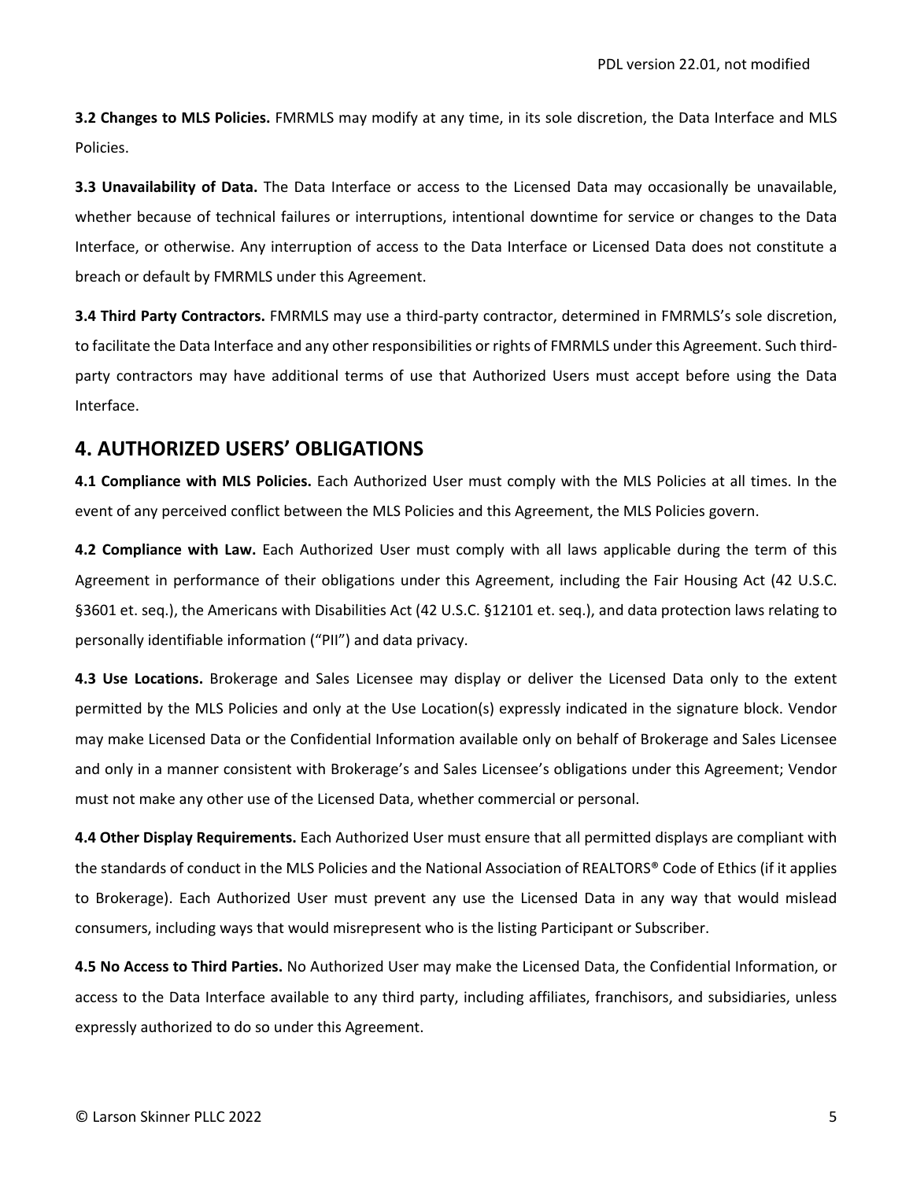**3.2 Changes to MLS Policies.** FMRMLS may modify at any time, in its sole discretion, the Data Interface and MLS Policies.

**3.3 Unavailability of Data.** The Data Interface or access to the Licensed Data may occasionally be unavailable, whether because of technical failures or interruptions, intentional downtime for service or changes to the Data Interface, or otherwise. Any interruption of access to the Data Interface or Licensed Data does not constitute a breach or default by FMRMLS under this Agreement.

**3.4 Third Party Contractors.** FMRMLS may use a third-party contractor, determined in FMRMLS's sole discretion, to facilitate the Data Interface and any other responsibilities or rights of FMRMLS under this Agreement. Such third-party contractors may have additional terms of use that Authorized Users must accept before using the Data Interface.

## 4. AUTHORIZED USERS' OBLIGATIONS

**4.1 Compliance with MLS Policies.** Each Authorized User must comply with the MLS Policies at all times. In the event of any perceived conflict between the MLS Policies and this Agreement, the MLS Policies govern.

**4.2 Compliance with Law.** Each Authorized User must comply with all laws applicable during the term of this Agreement in performance of their obligations under this Agreement, including the Fair Housing Act (42 U.S.C. §3601 et. seq.), the Americans with Disabilities Act (42 U.S.C. §12101 et. seq.), and data protection laws relating to personally identifiable information ("PII") and data privacy.

**4.3 Use Locations.** Brokerage and Sales Licensee may display or deliver the Licensed Data only to the extent permitted by the MLS Policies and only at the Use Location(s) expressly indicated in the signature block. Vendor may make Licensed Data or the Confidential Information available only on behalf of Brokerage and Sales Licensee and only in a manner consistent with Brokerage's and Sales Licensee's obligations under this Agreement; Vendor must not make any other use of the Licensed Data, whether commercial or personal.

**4.4 Other Display Requirements.** Each Authorized User must ensure that all permitted displays are compliant with the standards of conduct in the MLS Policies and the National Association of REALTORS® Code of Ethics (if it applies to Brokerage). Each Authorized User must prevent any use the Licensed Data in any way that would mislead consumers, including ways that would misrepresent who is the listing Participant or Subscriber.

**4.5 No Access to Third Parties.** No Authorized User may make the Licensed Data, the Confidential Information, or access to the Data Interface available to any third party, including affiliates, franchisors, and subsidiaries, unless expressly authorized to do so under this Agreement.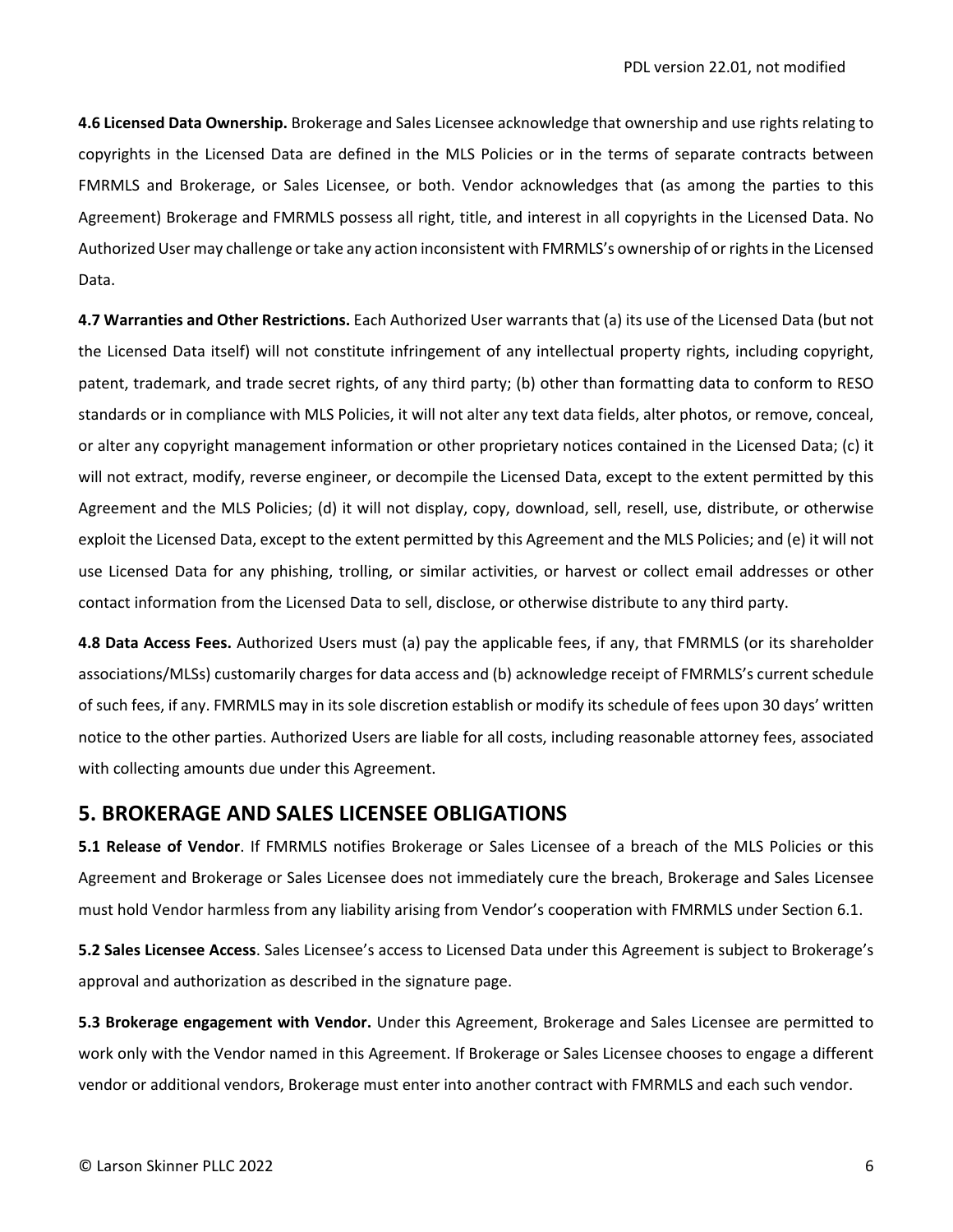**4.6 Licensed Data Ownership.** Brokerage and Sales Licensee acknowledge that ownership and use rights relating to copyrights in the Licensed Data are defined in the MLS Policies or in the terms of separate contracts between FMRMLS and Brokerage, or Sales Licensee, or both. Vendor acknowledges that (as among the parties to this Agreement) Brokerage and FMRMLS possess all right, title, and interest in all copyrights in the Licensed Data. No Authorized User may challenge or take any action inconsistent with FMRMLS's ownership of or rights in the Licensed Data.

**4.7 Warranties and Other Restrictions.** Each Authorized User warrants that (a) its use of the Licensed Data (but not the Licensed Data itself) will not constitute infringement of any intellectual property rights, including copyright, patent, trademark, and trade secret rights, of any third party; (b) other than formatting data to conform to RESO standards or in compliance with MLS Policies, it will not alter any text data fields, alter photos, or remove, conceal, or alter any copyright management information or other proprietary notices contained in the Licensed Data; (c) it will not extract, modify, reverse engineer, or decompile the Licensed Data, except to the extent permitted by this Agreement and the MLS Policies; (d) it will not display, copy, download, sell, resell, use, distribute, or otherwise exploit the Licensed Data, except to the extent permitted by this Agreement and the MLS Policies; and (e) it will not use Licensed Data for any phishing, trolling, or similar activities, or harvest or collect email addresses or other contact information from the Licensed Data to sell, disclose, or otherwise distribute to any third party.

**4.8 Data Access Fees.** Authorized Users must (a) pay the applicable fees, if any, that FMRMLS (or its shareholder associations/MLSs) customarily charges for data access and (b) acknowledge receipt of FMRMLS's current schedule of such fees, if any. FMRMLS may in its sole discretion establish or modify its schedule of fees upon 30 days' written notice to the other parties. Authorized Users are liable for all costs, including reasonable attorney fees, associated with collecting amounts due under this Agreement.

## 5. BROKERAGE AND SALES LICENSEE OBLIGATIONS

**5.1 Release of Vendor**. If FMRMLS notifies Brokerage or Sales Licensee of a breach of the MLS Policies or this Agreement and Brokerage or Sales Licensee does not immediately cure the breach, Brokerage and Sales Licensee must hold Vendor harmless from any liability arising from Vendor's cooperation with FMRMLS under Section 6.1.

**5.2 Sales Licensee Access**. Sales Licensee's access to Licensed Data under this Agreement is subject to Brokerage's approval and authorization as described in the signature page.

**5.3 Brokerage engagement with Vendor.** Under this Agreement, Brokerage and Sales Licensee are permitted to work only with the Vendor named in this Agreement. If Brokerage or Sales Licensee chooses to engage a different vendor or additional vendors, Brokerage must enter into another contract with FMRMLS and each such vendor.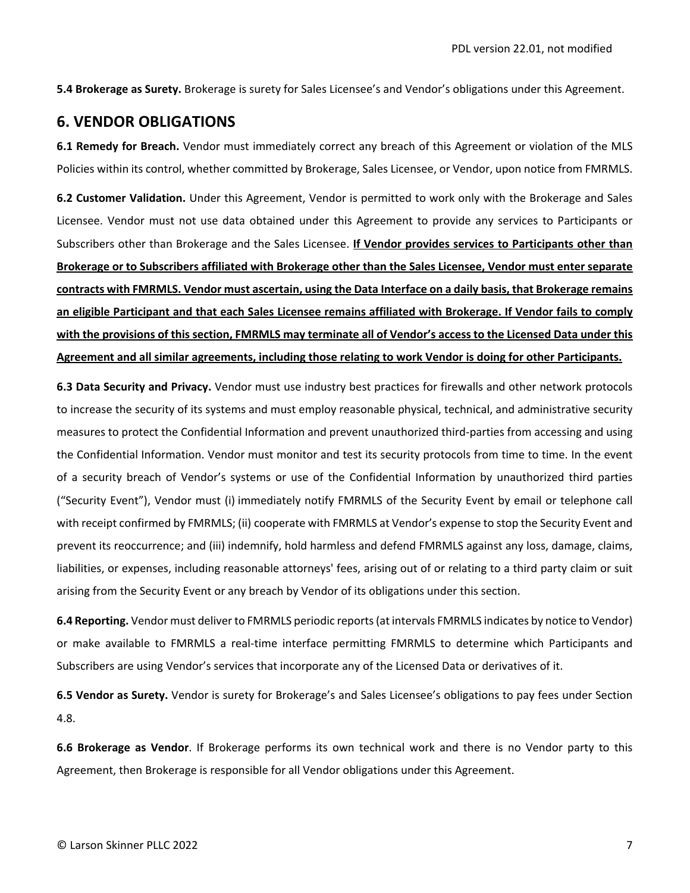**5.4 Brokerage as Surety.** Brokerage is surety for Sales Licensee's and Vendor's obligations under this Agreement.

## 6. VENDOR OBLIGATIONS

**6.1 Remedy for Breach.** Vendor must immediately correct any breach of this Agreement or violation of the MLS Policies within its control, whether committed by Brokerage, Sales Licensee, or Vendor, upon notice from FMRMLS.

**6.2 Customer Validation.** Under this Agreement, Vendor is permitted to work only with the Brokerage and Sales Licensee. Vendor must not use data obtained under this Agreement to provide any services to Participants or Subscribers other than Brokerage and the Sales Licensee. **<u>If Vendor provides services to Participants other than Brokerage or to Subscribers affiliated with Brokerage other than the Sales Licensee, Vendor must enter separate contracts with FMRMLS. Vendor must ascertain, using the Data Interface on a daily basis, that Brokerage remains an eligible Participant and that each Sales Licensee remains affiliated with Brokerage. If Vendor fails to comply with the provisions of this section, FMRMLS may terminate all of Vendor's access to the Licensed Data under this Agreement and all similar agreements, including those relating to work Vendor is doing for other Participants.</u>**

**6.3 Data Security and Privacy.** Vendor must use industry best practices for firewalls and other network protocols to increase the security of its systems and must employ reasonable physical, technical, and administrative security measures to protect the Confidential Information and prevent unauthorized third-parties from accessing and using the Confidential Information. Vendor must monitor and test its security protocols from time to time. In the event of a security breach of Vendor's systems or use of the Confidential Information by unauthorized third parties ("Security Event"), Vendor must (i) immediately notify FMRMLS of the Security Event by email or telephone call with receipt confirmed by FMRMLS; (ii) cooperate with FMRMLS at Vendor's expense to stop the Security Event and prevent its reoccurrence; and (iii) indemnify, hold harmless and defend FMRMLS against any loss, damage, claims, liabilities, or expenses, including reasonable attorneys' fees, arising out of or relating to a third party claim or suit arising from the Security Event or any breach by Vendor of its obligations under this section.

**6.4 Reporting.** Vendor must deliver to FMRMLS periodic reports (at intervals FMRMLS indicates by notice to Vendor) or make available to FMRMLS a real-time interface permitting FMRMLS to determine which Participants and Subscribers are using Vendor's services that incorporate any of the Licensed Data or derivatives of it.

**6.5 Vendor as Surety.** Vendor is surety for Brokerage's and Sales Licensee's obligations to pay fees under Section 4.8.

**6.6 Brokerage as Vendor**. If Brokerage performs its own technical work and there is no Vendor party to this Agreement, then Brokerage is responsible for all Vendor obligations under this Agreement.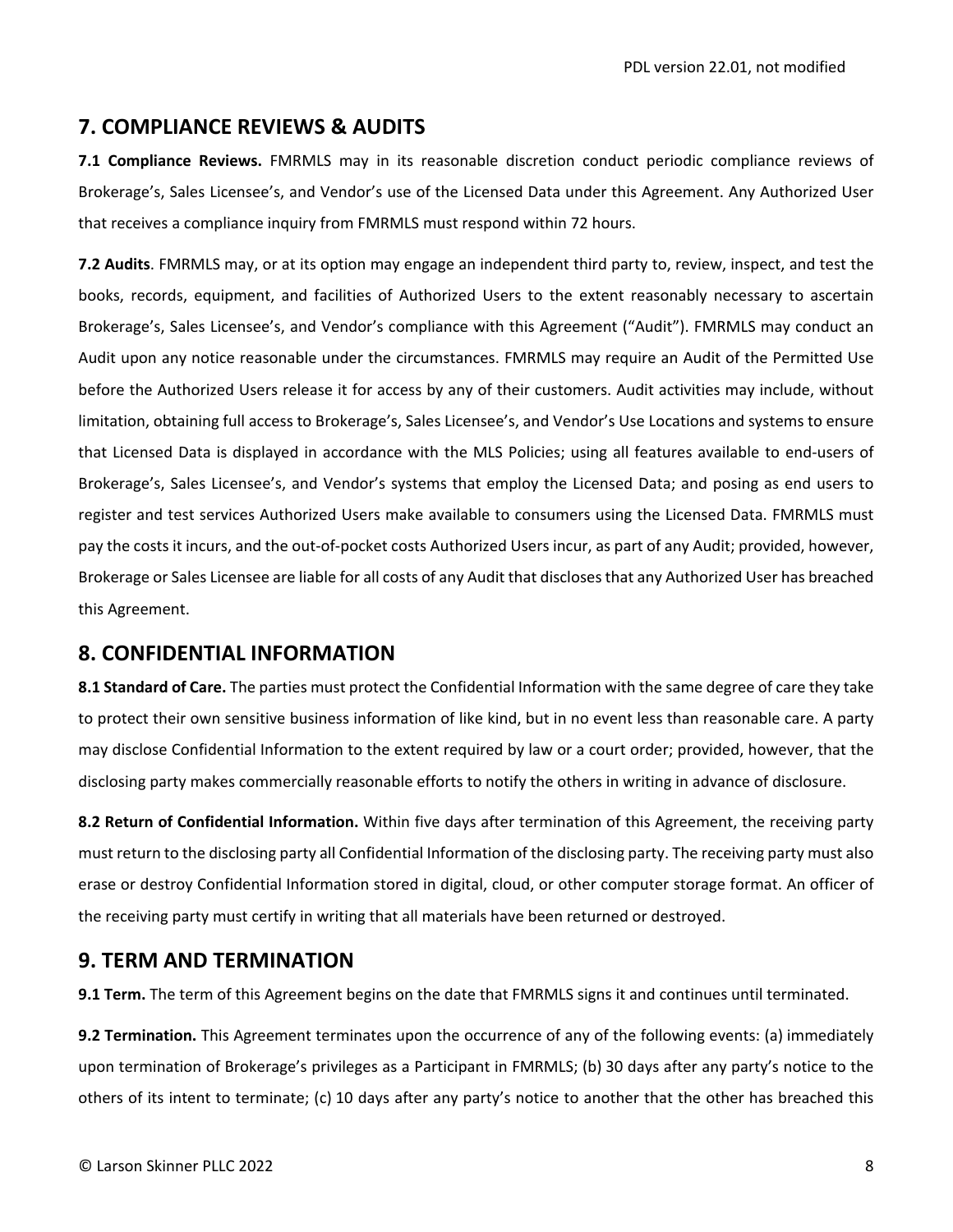## 7. COMPLIANCE REVIEWS & AUDITS

**7.1 Compliance Reviews.** FMRMLS may in its reasonable discretion conduct periodic compliance reviews of Brokerage's, Sales Licensee's, and Vendor's use of the Licensed Data under this Agreement. Any Authorized User that receives a compliance inquiry from FMRMLS must respond within 72 hours.

**7.2 Audits**. FMRMLS may, or at its option may engage an independent third party to, review, inspect, and test the books, records, equipment, and facilities of Authorized Users to the extent reasonably necessary to ascertain Brokerage's, Sales Licensee's, and Vendor's compliance with this Agreement ("Audit"). FMRMLS may conduct an Audit upon any notice reasonable under the circumstances. FMRMLS may require an Audit of the Permitted Use before the Authorized Users release it for access by any of their customers. Audit activities may include, without limitation, obtaining full access to Brokerage's, Sales Licensee's, and Vendor's Use Locations and systems to ensure that Licensed Data is displayed in accordance with the MLS Policies; using all features available to end-users of Brokerage's, Sales Licensee's, and Vendor's systems that employ the Licensed Data; and posing as end users to register and test services Authorized Users make available to consumers using the Licensed Data. FMRMLS must pay the costs it incurs, and the out-of-pocket costs Authorized Users incur, as part of any Audit; provided, however, Brokerage or Sales Licensee are liable for all costs of any Audit that discloses that any Authorized User has breached this Agreement.

## 8. CONFIDENTIAL INFORMATION

**8.1 Standard of Care.** The parties must protect the Confidential Information with the same degree of care they take to protect their own sensitive business information of like kind, but in no event less than reasonable care. A party may disclose Confidential Information to the extent required by law or a court order; provided, however, that the disclosing party makes commercially reasonable efforts to notify the others in writing in advance of disclosure.

**8.2 Return of Confidential Information.** Within five days after termination of this Agreement, the receiving party must return to the disclosing party all Confidential Information of the disclosing party. The receiving party must also erase or destroy Confidential Information stored in digital, cloud, or other computer storage format. An officer of the receiving party must certify in writing that all materials have been returned or destroyed.

## 9. TERM AND TERMINATION

**9.1 Term.** The term of this Agreement begins on the date that FMRMLS signs it and continues until terminated.

**9.2 Termination.** This Agreement terminates upon the occurrence of any of the following events: (a) immediately upon termination of Brokerage's privileges as a Participant in FMRMLS; (b) 30 days after any party's notice to the others of its intent to terminate; (c) 10 days after any party's notice to another that the other has breached this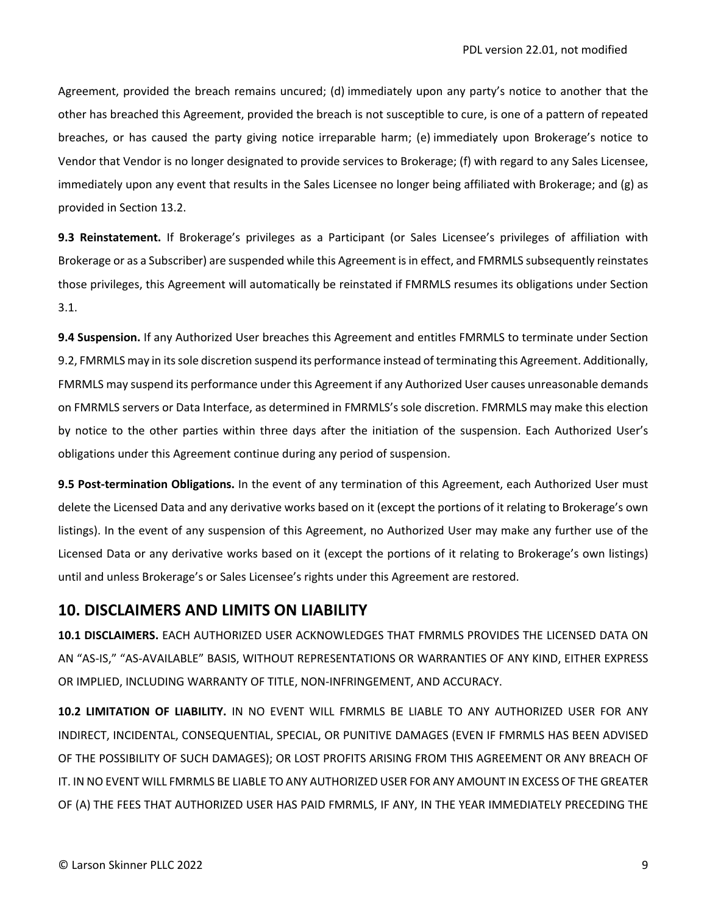Agreement, provided the breach remains uncured; (d) immediately upon any party's notice to another that the other has breached this Agreement, provided the breach is not susceptible to cure, is one of a pattern of repeated breaches, or has caused the party giving notice irreparable harm; (e) immediately upon Brokerage's notice to Vendor that Vendor is no longer designated to provide services to Brokerage; (f) with regard to any Sales Licensee, immediately upon any event that results in the Sales Licensee no longer being affiliated with Brokerage; and (g) as provided in Section 13.2.

**9.3 Reinstatement.** If Brokerage's privileges as a Participant (or Sales Licensee's privileges of affiliation with Brokerage or as a Subscriber) are suspended while this Agreement is in effect, and FMRMLS subsequently reinstates those privileges, this Agreement will automatically be reinstated if FMRMLS resumes its obligations under Section 3.1.

**9.4 Suspension.** If any Authorized User breaches this Agreement and entitles FMRMLS to terminate under Section 9.2, FMRMLS may in its sole discretion suspend its performance instead of terminating this Agreement. Additionally, FMRMLS may suspend its performance under this Agreement if any Authorized User causes unreasonable demands on FMRMLS servers or Data Interface, as determined in FMRMLS's sole discretion. FMRMLS may make this election by notice to the other parties within three days after the initiation of the suspension. Each Authorized User's obligations under this Agreement continue during any period of suspension.

**9.5 Post-termination Obligations.** In the event of any termination of this Agreement, each Authorized User must delete the Licensed Data and any derivative works based on it (except the portions of it relating to Brokerage's own listings). In the event of any suspension of this Agreement, no Authorized User may make any further use of the Licensed Data or any derivative works based on it (except the portions of it relating to Brokerage's own listings) until and unless Brokerage's or Sales Licensee's rights under this Agreement are restored.

## 10. DISCLAIMERS AND LIMITS ON LIABILITY

**10.1 DISCLAIMERS.** EACH AUTHORIZED USER ACKNOWLEDGES THAT FMRMLS PROVIDES THE LICENSED DATA ON AN "AS-IS," "AS-AVAILABLE" BASIS, WITHOUT REPRESENTATIONS OR WARRANTIES OF ANY KIND, EITHER EXPRESS OR IMPLIED, INCLUDING WARRANTY OF TITLE, NON-INFRINGEMENT, AND ACCURACY.

**10.2 LIMITATION OF LIABILITY.** IN NO EVENT WILL FMRMLS BE LIABLE TO ANY AUTHORIZED USER FOR ANY INDIRECT, INCIDENTAL, CONSEQUENTIAL, SPECIAL, OR PUNITIVE DAMAGES (EVEN IF FMRMLS HAS BEEN ADVISED OF THE POSSIBILITY OF SUCH DAMAGES); OR LOST PROFITS ARISING FROM THIS AGREEMENT OR ANY BREACH OF IT. IN NO EVENT WILL FMRMLS BE LIABLE TO ANY AUTHORIZED USER FOR ANY AMOUNT IN EXCESS OF THE GREATER OF (A) THE FEES THAT AUTHORIZED USER HAS PAID FMRMLS, IF ANY, IN THE YEAR IMMEDIATELY PRECEDING THE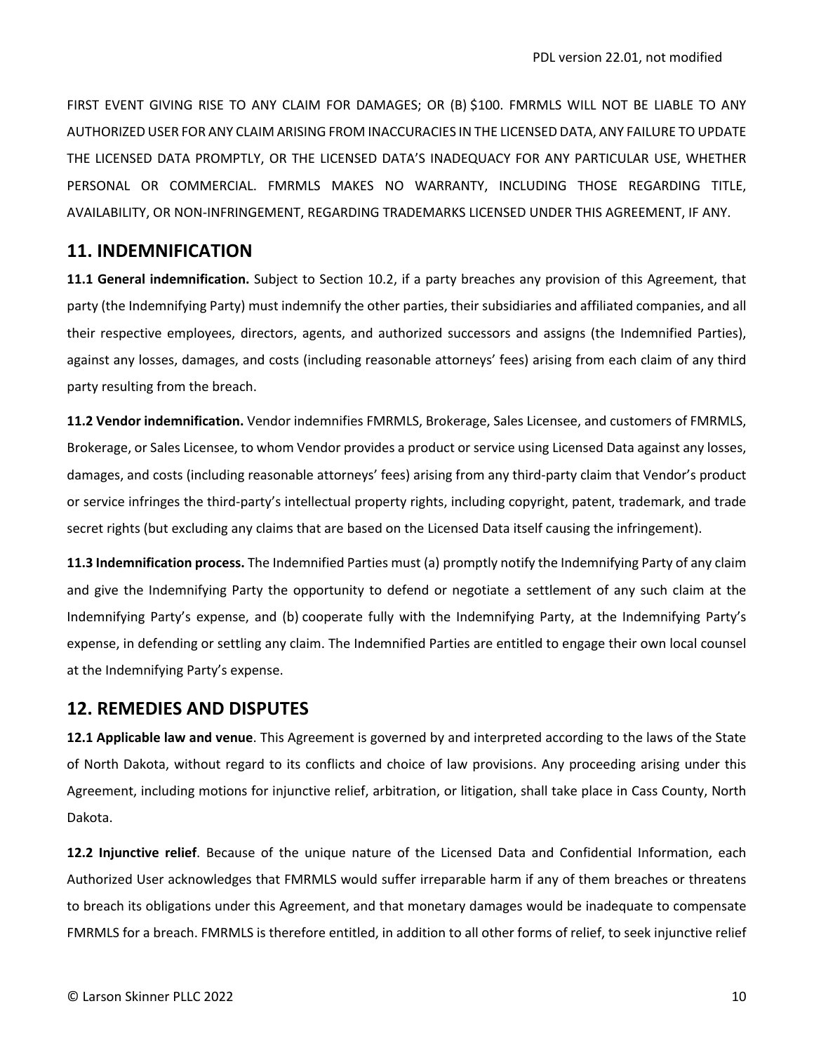FIRST EVENT GIVING RISE TO ANY CLAIM FOR DAMAGES; OR (B) $100. FMRMLS WILL NOT BE LIABLE TO ANY AUTHORIZED USER FOR ANY CLAIM ARISING FROM INACCURACIES IN THE LICENSED DATA, ANY FAILURE TO UPDATE THE LICENSED DATA PROMPTLY, OR THE LICENSED DATA'S INADEQUACY FOR ANY PARTICULAR USE, WHETHER PERSONAL OR COMMERCIAL. FMRMLS MAKES NO WARRANTY, INCLUDING THOSE REGARDING TITLE, AVAILABILITY, OR NON-INFRINGEMENT, REGARDING TRADEMARKS LICENSED UNDER THIS AGREEMENT, IF ANY.

## 11. INDEMNIFICATION

**11.1 General indemnification.** Subject to Section 10.2, if a party breaches any provision of this Agreement, that party (the Indemnifying Party) must indemnify the other parties, their subsidiaries and affiliated companies, and all their respective employees, directors, agents, and authorized successors and assigns (the Indemnified Parties), against any losses, damages, and costs (including reasonable attorneys' fees) arising from each claim of any third party resulting from the breach.

**11.2 Vendor indemnification.** Vendor indemnifies FMRMLS, Brokerage, Sales Licensee, and customers of FMRMLS, Brokerage, or Sales Licensee, to whom Vendor provides a product or service using Licensed Data against any losses, damages, and costs (including reasonable attorneys' fees) arising from any third-party claim that Vendor's product or service infringes the third-party's intellectual property rights, including copyright, patent, trademark, and trade secret rights (but excluding any claims that are based on the Licensed Data itself causing the infringement).

**11.3 Indemnification process.** The Indemnified Parties must (a) promptly notify the Indemnifying Party of any claim and give the Indemnifying Party the opportunity to defend or negotiate a settlement of any such claim at the Indemnifying Party's expense, and (b) cooperate fully with the Indemnifying Party, at the Indemnifying Party's expense, in defending or settling any claim. The Indemnified Parties are entitled to engage their own local counsel at the Indemnifying Party's expense.

## 12. REMEDIES AND DISPUTES

**12.1 Applicable law and venue**. This Agreement is governed by and interpreted according to the laws of the State of North Dakota, without regard to its conflicts and choice of law provisions. Any proceeding arising under this Agreement, including motions for injunctive relief, arbitration, or litigation, shall take place in Cass County, North Dakota.

**12.2 Injunctive relief**. Because of the unique nature of the Licensed Data and Confidential Information, each Authorized User acknowledges that FMRMLS would suffer irreparable harm if any of them breaches or threatens to breach its obligations under this Agreement, and that monetary damages would be inadequate to compensate FMRMLS for a breach. FMRMLS is therefore entitled, in addition to all other forms of relief, to seek injunctive relief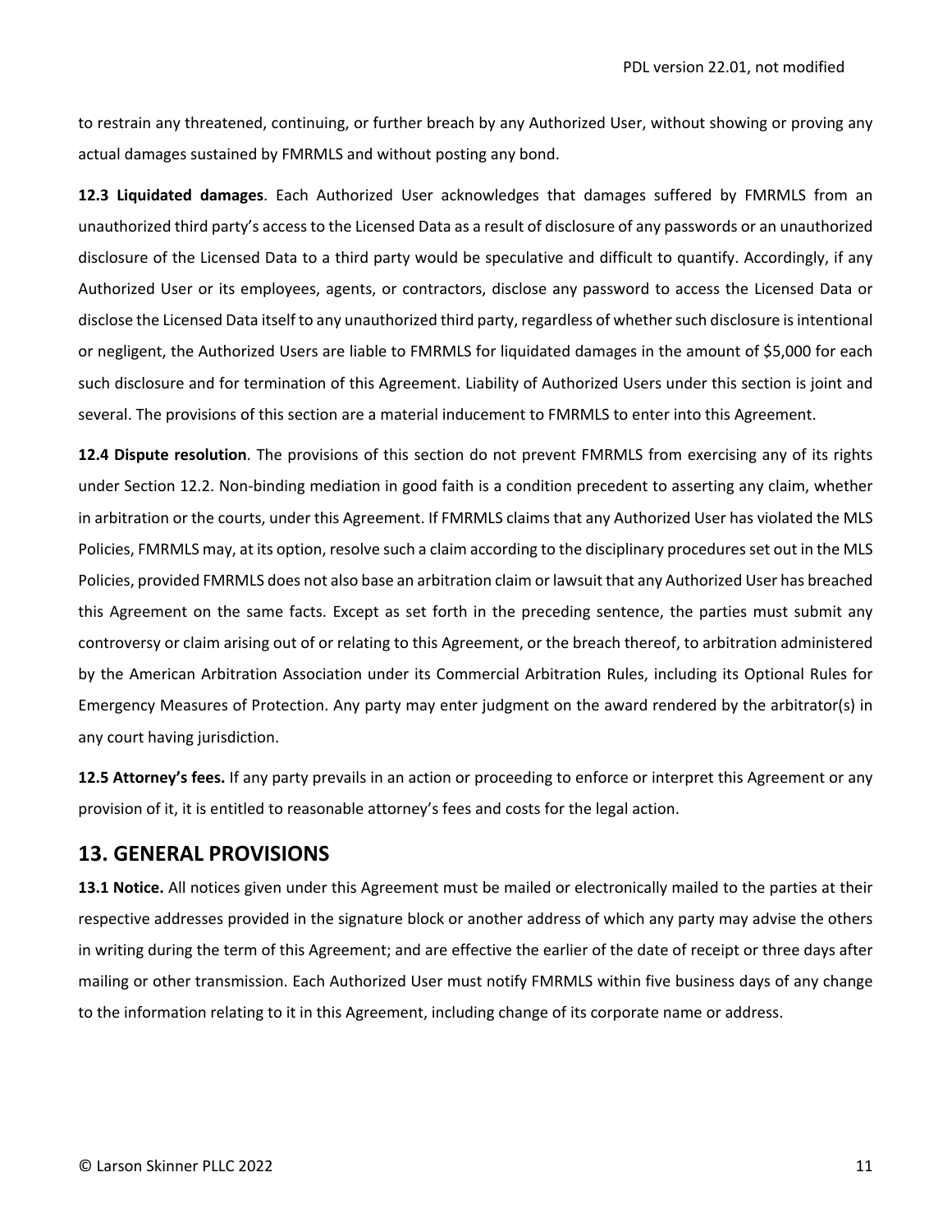to restrain any threatened, continuing, or further breach by any Authorized User, without showing or proving any actual damages sustained by FMRMLS and without posting any bond.

**12.3 Liquidated damages**. Each Authorized User acknowledges that damages suffered by FMRMLS from an unauthorized third party's access to the Licensed Data as a result of disclosure of any passwords or an unauthorized disclosure of the Licensed Data to a third party would be speculative and difficult to quantify. Accordingly, if any Authorized User or its employees, agents, or contractors, disclose any password to access the Licensed Data or disclose the Licensed Data itself to any unauthorized third party, regardless of whether such disclosure is intentional or negligent, the Authorized Users are liable to FMRMLS for liquidated damages in the amount of $5,000 for each such disclosure and for termination of this Agreement. Liability of Authorized Users under this section is joint and several. The provisions of this section are a material inducement to FMRMLS to enter into this Agreement.

**12.4 Dispute resolution**. The provisions of this section do not prevent FMRMLS from exercising any of its rights under Section 12.2. Non-binding mediation in good faith is a condition precedent to asserting any claim, whether in arbitration or the courts, under this Agreement. If FMRMLS claims that any Authorized User has violated the MLS Policies, FMRMLS may, at its option, resolve such a claim according to the disciplinary procedures set out in the MLS Policies, provided FMRMLS does not also base an arbitration claim or lawsuit that any Authorized User has breached this Agreement on the same facts. Except as set forth in the preceding sentence, the parties must submit any controversy or claim arising out of or relating to this Agreement, or the breach thereof, to arbitration administered by the American Arbitration Association under its Commercial Arbitration Rules, including its Optional Rules for Emergency Measures of Protection. Any party may enter judgment on the award rendered by the arbitrator(s) in any court having jurisdiction.

**12.5 Attorney's fees.** If any party prevails in an action or proceeding to enforce or interpret this Agreement or any provision of it, it is entitled to reasonable attorney's fees and costs for the legal action.

## 13. GENERAL PROVISIONS

**13.1 Notice.** All notices given under this Agreement must be mailed or electronically mailed to the parties at their respective addresses provided in the signature block or another address of which any party may advise the others in writing during the term of this Agreement; and are effective the earlier of the date of receipt or three days after mailing or other transmission. Each Authorized User must notify FMRMLS within five business days of any change to the information relating to it in this Agreement, including change of its corporate name or address.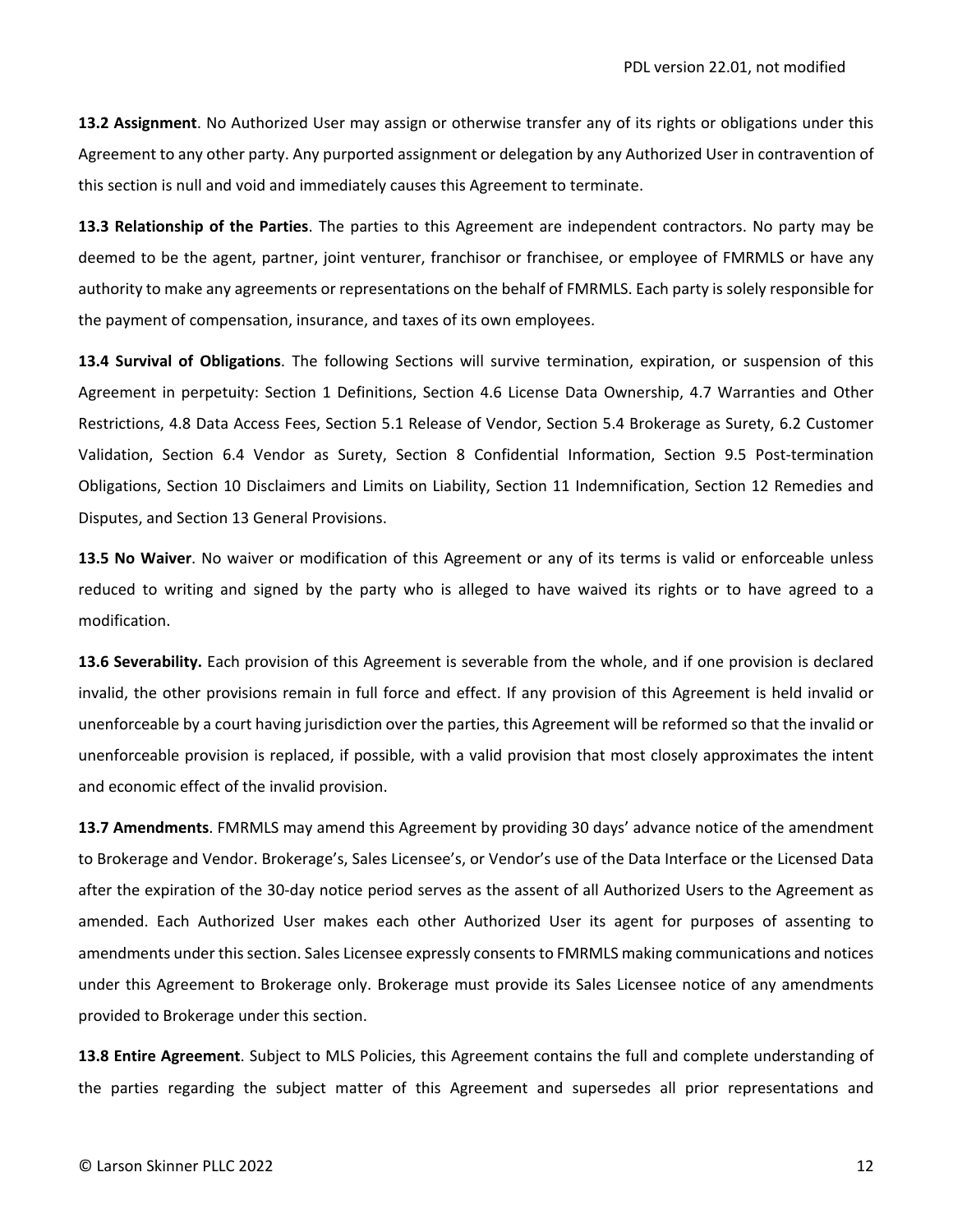**13.2 Assignment**. No Authorized User may assign or otherwise transfer any of its rights or obligations under this Agreement to any other party. Any purported assignment or delegation by any Authorized User in contravention of this section is null and void and immediately causes this Agreement to terminate.

**13.3 Relationship of the Parties**. The parties to this Agreement are independent contractors. No party may be deemed to be the agent, partner, joint venturer, franchisor or franchisee, or employee of FMRMLS or have any authority to make any agreements or representations on the behalf of FMRMLS. Each party is solely responsible for the payment of compensation, insurance, and taxes of its own employees.

**13.4 Survival of Obligations**. The following Sections will survive termination, expiration, or suspension of this Agreement in perpetuity: Section 1 Definitions, Section 4.6 License Data Ownership, 4.7 Warranties and Other Restrictions, 4.8 Data Access Fees, Section 5.1 Release of Vendor, Section 5.4 Brokerage as Surety, 6.2 Customer Validation, Section 6.4 Vendor as Surety, Section 8 Confidential Information, Section 9.5 Post-termination Obligations, Section 10 Disclaimers and Limits on Liability, Section 11 Indemnification, Section 12 Remedies and Disputes, and Section 13 General Provisions.

**13.5 No Waiver**. No waiver or modification of this Agreement or any of its terms is valid or enforceable unless reduced to writing and signed by the party who is alleged to have waived its rights or to have agreed to a modification.

**13.6 Severability.** Each provision of this Agreement is severable from the whole, and if one provision is declared invalid, the other provisions remain in full force and effect. If any provision of this Agreement is held invalid or unenforceable by a court having jurisdiction over the parties, this Agreement will be reformed so that the invalid or unenforceable provision is replaced, if possible, with a valid provision that most closely approximates the intent and economic effect of the invalid provision.

**13.7 Amendments**. FMRMLS may amend this Agreement by providing 30 days' advance notice of the amendment to Brokerage and Vendor. Brokerage's, Sales Licensee's, or Vendor's use of the Data Interface or the Licensed Data after the expiration of the 30-day notice period serves as the assent of all Authorized Users to the Agreement as amended. Each Authorized User makes each other Authorized User its agent for purposes of assenting to amendments under this section. Sales Licensee expressly consents to FMRMLS making communications and notices under this Agreement to Brokerage only. Brokerage must provide its Sales Licensee notice of any amendments provided to Brokerage under this section.

**13.8 Entire Agreement**. Subject to MLS Policies, this Agreement contains the full and complete understanding of the parties regarding the subject matter of this Agreement and supersedes all prior representations and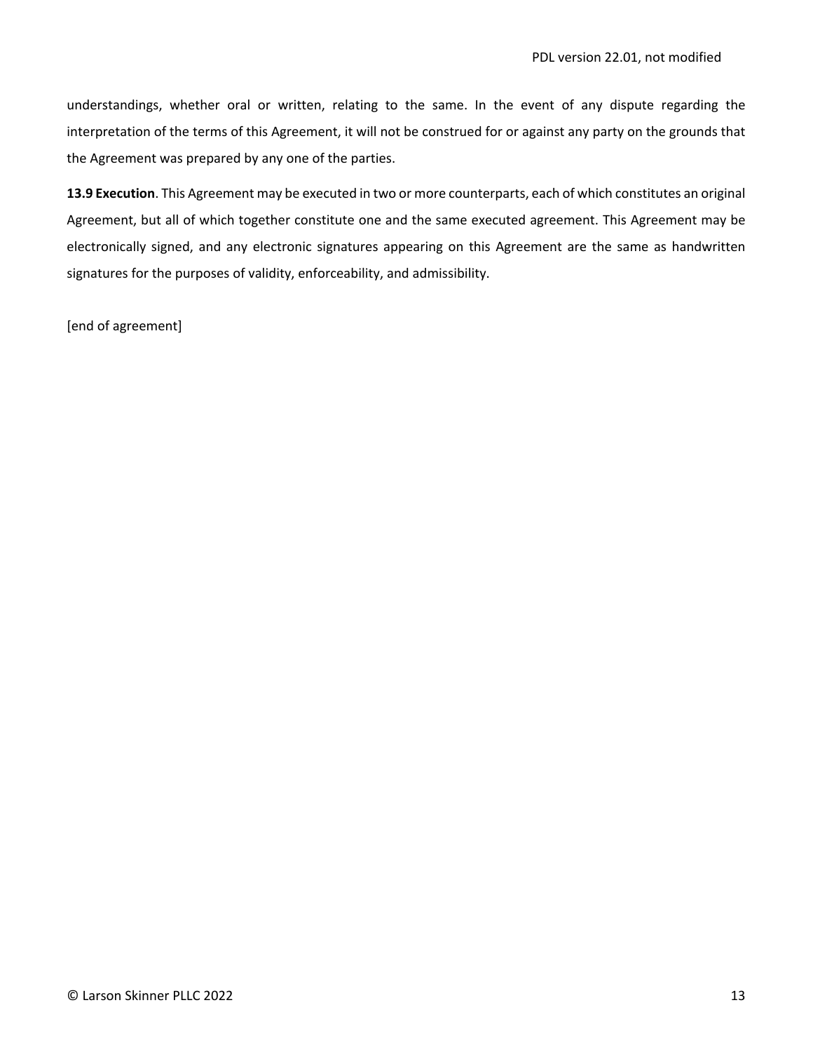understandings, whether oral or written, relating to the same. In the event of any dispute regarding the interpretation of the terms of this Agreement, it will not be construed for or against any party on the grounds that the Agreement was prepared by any one of the parties.

**13.9 Execution**. This Agreement may be executed in two or more counterparts, each of which constitutes an original Agreement, but all of which together constitute one and the same executed agreement. This Agreement may be electronically signed, and any electronic signatures appearing on this Agreement are the same as handwritten signatures for the purposes of validity, enforceability, and admissibility.

[end of agreement]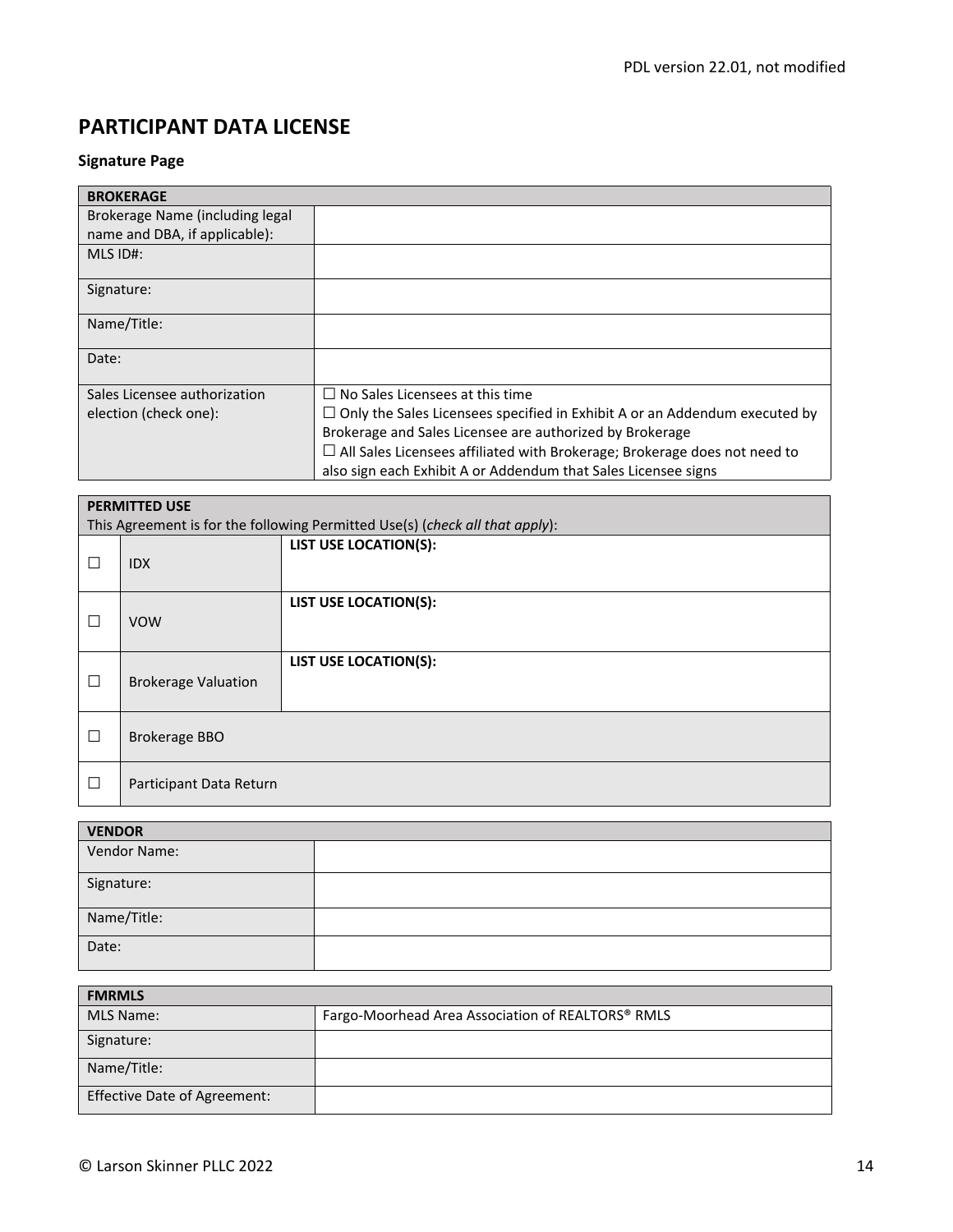PDL version 22.01, not modified

# PARTICIPANT DATA LICENSE

**Signature Page**

| **BROKERAGE** | |
|---|---|
| Brokerage Name (including legal name and DBA, if applicable): | |
| MLS ID#: | |
| Signature: | |
| Name/Title: | |
| Date: | |
| Sales Licensee authorization election (check one): | ☐ No Sales Licensees at this time<br>☐ Only the Sales Licensees specified in Exhibit A or an Addendum executed by Brokerage and Sales Licensee are authorized by Brokerage<br>☐ All Sales Licensees affiliated with Brokerage; Brokerage does not need to also sign each Exhibit A or Addendum that Sales Licensee signs |

| **PERMITTED USE**<br>This Agreement is for the following Permitted Use(s) (*check all that apply*): | | |
|---|---|---|
| ☐ | IDX | **LIST USE LOCATION(S):** |
| ☐ | VOW | **LIST USE LOCATION(S):** |
| ☐ | Brokerage Valuation | **LIST USE LOCATION(S):** |
| ☐ | Brokerage BBO | |
| ☐ | Participant Data Return | |

| **VENDOR** | |
|---|---|
| Vendor Name: | |
| Signature: | |
| Name/Title: | |
| Date: | |

| **FMRMLS** | |
|---|---|
| MLS Name: | Fargo-Moorhead Area Association of REALTORS® RMLS |
| Signature: | |
| Name/Title: | |
| Effective Date of Agreement: | |

© Larson Skinner PLLC 2022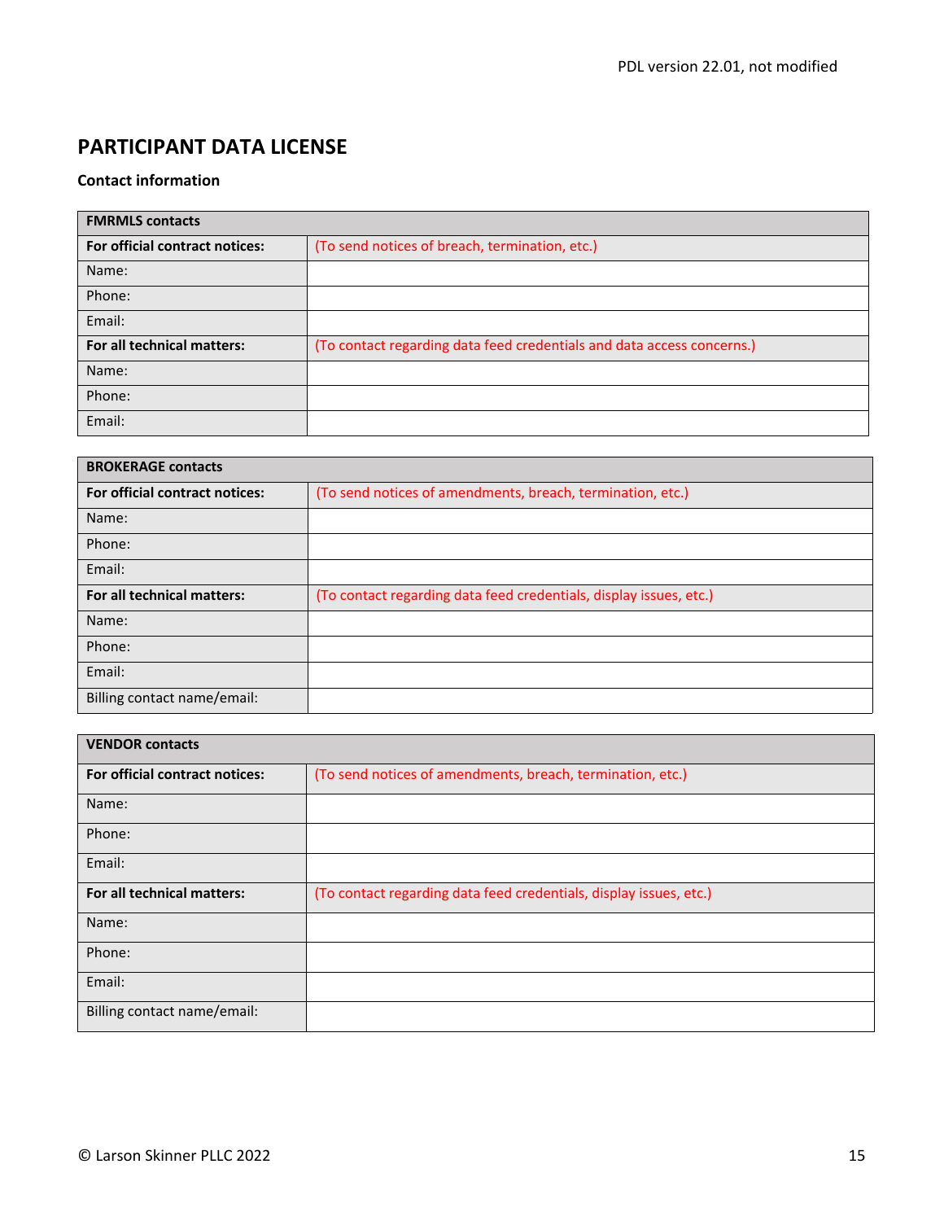# PARTICIPANT DATA LICENSE

**Contact information**

| **FMRMLS contacts** | |
|---|---|
| **For official contract notices:** | (To send notices of breach, termination, etc.) |
| Name: | |
| Phone: | |
| Email: | |
| **For all technical matters:** | (To contact regarding data feed credentials and data access concerns.) |
| Name: | |
| Phone: | |
| Email: | |

| **BROKERAGE contacts** | |
|---|---|
| **For official contract notices:** | (To send notices of amendments, breach, termination, etc.) |
| Name: | |
| Phone: | |
| Email: | |
| **For all technical matters:** | (To contact regarding data feed credentials, display issues, etc.) |
| Name: | |
| Phone: | |
| Email: | |
| Billing contact name/email: | |

| **VENDOR contacts** | |
|---|---|
| **For official contract notices:** | (To send notices of amendments, breach, termination, etc.) |
| Name: | |
| Phone: | |
| Email: | |
| **For all technical matters:** | (To contact regarding data feed credentials, display issues, etc.) |
| Name: | |
| Phone: | |
| Email: | |
| Billing contact name/email: | |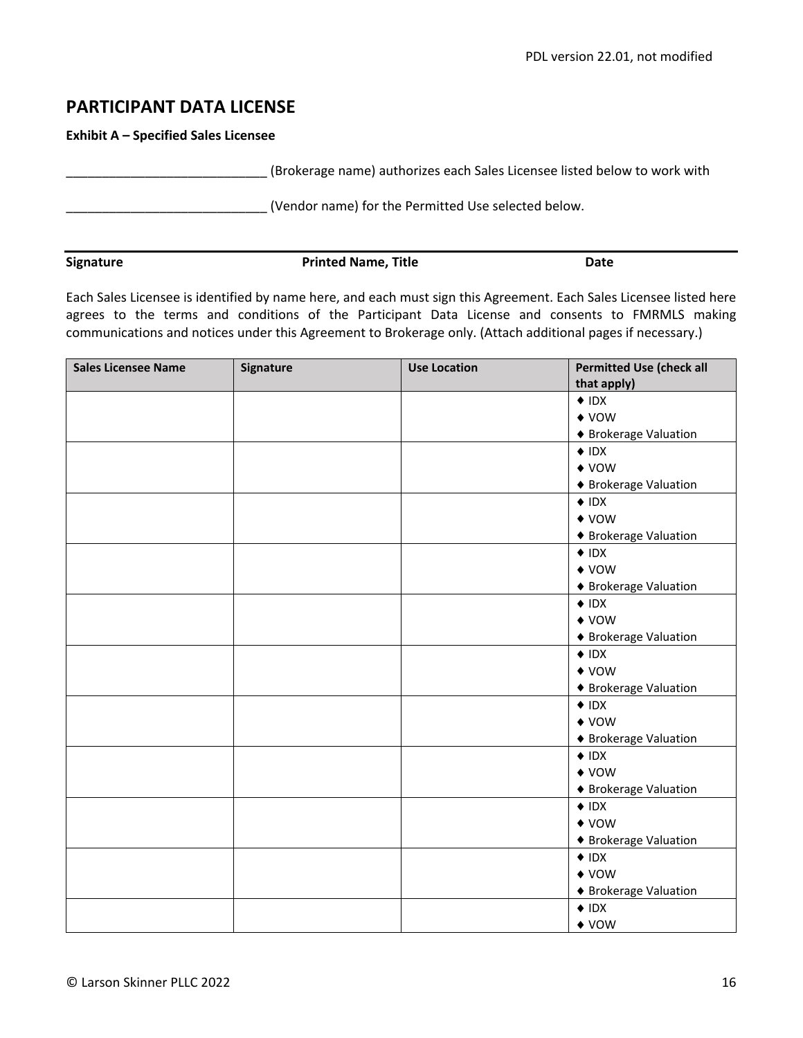PDL version 22.01, not modified

## PARTICIPANT DATA LICENSE

**Exhibit A – Specified Sales Licensee**

____________________________ (Brokerage name) authorizes each Sales Licensee listed below to work with

____________________________ (Vendor name) for the Permitted Use selected below.

| **Signature** | **Printed Name, Title** | **Date** |
|---|---|---|

Each Sales Licensee is identified by name here, and each must sign this Agreement. Each Sales Licensee listed here agrees to the terms and conditions of the Participant Data License and consents to FMRMLS making communications and notices under this Agreement to Brokerage only. (Attach additional pages if necessary.)

| Sales Licensee Name | Signature | Use Location | Permitted Use (check all that apply) |
|---|---|---|---|
| | | | ♦ IDX<br>♦ VOW<br>♦ Brokerage Valuation |
| | | | ♦ IDX<br>♦ VOW<br>♦ Brokerage Valuation |
| | | | ♦ IDX<br>♦ VOW<br>♦ Brokerage Valuation |
| | | | ♦ IDX<br>♦ VOW<br>♦ Brokerage Valuation |
| | | | ♦ IDX<br>♦ VOW<br>♦ Brokerage Valuation |
| | | | ♦ IDX<br>♦ VOW<br>♦ Brokerage Valuation |
| | | | ♦ IDX<br>♦ VOW<br>♦ Brokerage Valuation |
| | | | ♦ IDX<br>♦ VOW<br>♦ Brokerage Valuation |
| | | | ♦ IDX<br>♦ VOW<br>♦ Brokerage Valuation |
| | | | ♦ IDX<br>♦ VOW<br>♦ Brokerage Valuation |
| | | | ♦ IDX<br>♦ VOW |

© Larson Skinner PLLC 2022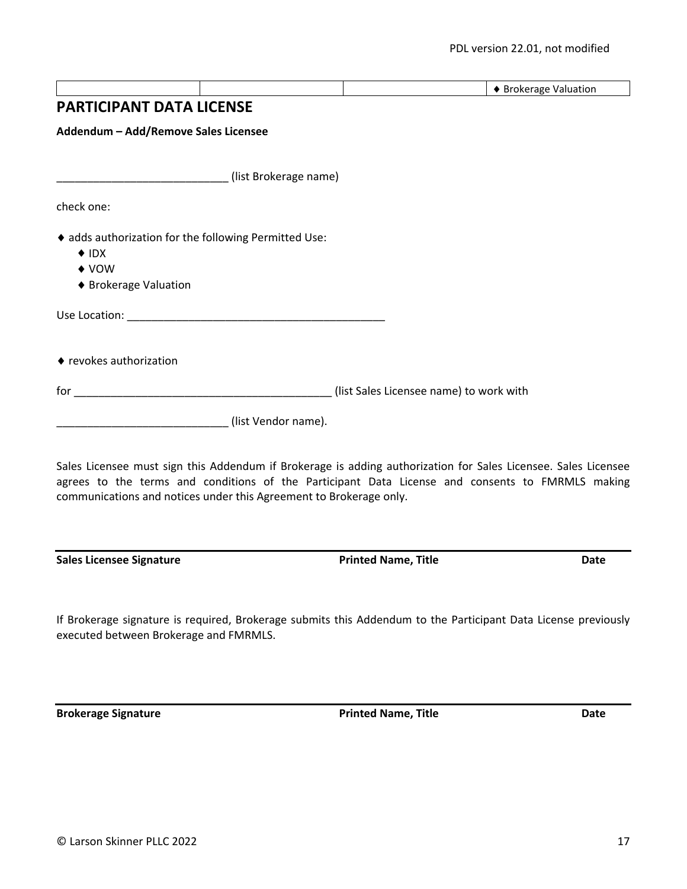PDL version 22.01, not modified

| | | | |
|---|---|---|---|
| | | | ♦ Brokerage Valuation |

## PARTICIPANT DATA LICENSE

**Addendum – Add/Remove Sales Licensee**

____________________________ (list Brokerage name)

check one:

♦ adds authorization for the following Permitted Use:
  - ♦ IDX
  - ♦ VOW
  - ♦ Brokerage Valuation

Use Location: __________________________________________

♦ revokes authorization

for __________________________________________ (list Sales Licensee name) to work with

____________________________ (list Vendor name).

Sales Licensee must sign this Addendum if Brokerage is adding authorization for Sales Licensee. Sales Licensee agrees to the terms and conditions of the Participant Data License and consents to FMRMLS making communications and notices under this Agreement to Brokerage only.

**Sales Licensee Signature** **Printed Name, Title** **Date**

If Brokerage signature is required, Brokerage submits this Addendum to the Participant Data License previously executed between Brokerage and FMRMLS.

**Brokerage Signature** **Printed Name, Title** **Date**

© Larson Skinner PLLC 2022